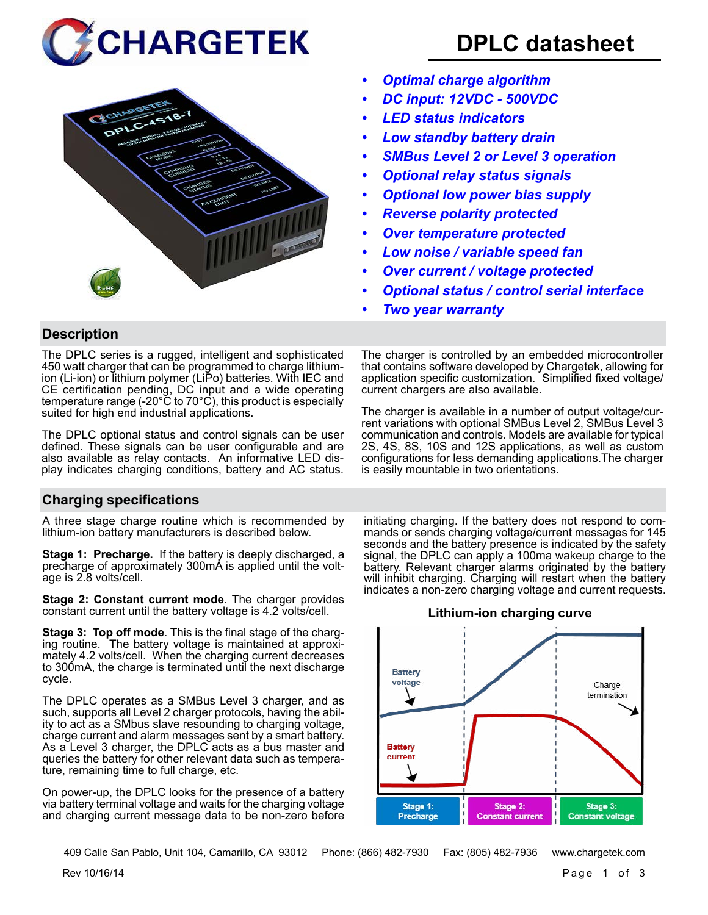# CHARGETEK

# DPLC datasheet

- ***Optimal charge algorithm***
- ***DC input: 12VDC - 500VDC***
- ***LED status indicators***
- ***Low standby battery drain***
- ***SMBus Level 2 or Level 3 operation***
- ***Optional relay status signals***
- ***Optional low power bias supply***
- ***Reverse polarity protected***
- ***Over temperature protected***
- ***Low noise / variable speed fan***
- ***Over current / voltage protected***
- ***Optional status / control serial interface***
- ***Two year warranty***

## Description

The DPLC series is a rugged, intelligent and sophisticated 450 watt charger that can be programmed to charge lithium-ion (Li-ion) or lithium polymer (LiPo) batteries. With IEC and CE certification pending, DC input and a wide operating temperature range (-20°C to 70°C), this product is especially suited for high end industrial applications.

The DPLC optional status and control signals can be user defined. These signals can be user configurable and are also available as relay contacts. An informative LED display indicates charging conditions, battery and AC status.

The charger is controlled by an embedded microcontroller that contains software developed by Chargetek, allowing for application specific customization. Simplified fixed voltage/current chargers are also available.

The charger is available in a number of output voltage/current variations with optional SMBus Level 2, SMBus Level 3 communication and controls. Models are available for typical 2S, 4S, 8S, 10S and 12S applications, as well as custom configurations for less demanding applications.The charger is easily mountable in two orientations.

## Charging specifications

A three stage charge routine which is recommended by lithium-ion battery manufacturers is described below.

**Stage 1: Precharge.** If the battery is deeply discharged, a precharge of approximately 300mA is applied until the voltage is 2.8 volts/cell.

**Stage 2: Constant current mode**. The charger provides constant current until the battery voltage is 4.2 volts/cell.

**Stage 3: Top off mode**. This is the final stage of the charging routine. The battery voltage is maintained at approximately 4.2 volts/cell. When the charging current decreases to 300mA, the charge is terminated until the next discharge cycle.

The DPLC operates as a SMBus Level 3 charger, and as such, supports all Level 2 charger protocols, having the ability to act as a SMbus slave resounding to charging voltage, charge current and alarm messages sent by a smart battery. As a Level 3 charger, the DPLC acts as a bus master and queries the battery for other relevant data such as temperature, remaining time to full charge, etc.

On power-up, the DPLC looks for the presence of a battery via battery terminal voltage and waits for the charging voltage and charging current message data to be non-zero before initiating charging. If the battery does not respond to commands or sends charging voltage/current messages for 145 seconds and the battery presence is indicated by the safety signal, the DPLC can apply a 100ma wakeup charge to the battery. Relevant charger alarms originated by the battery will inhibit charging. Charging will restart when the battery indicates a non-zero charging voltage and current requests.

**Lithium-ion charging curve**

Battery voltage — Charge termination — Battery current

Stage 1: Precharge | Stage 2: Constant current | Stage 3: Constant voltage

409 Calle San Pablo, Unit 104, Camarillo, CA 93012 Phone: (866) 482-7930 Fax: (805) 482-7936 www.chargetek.com

Rev 10/16/14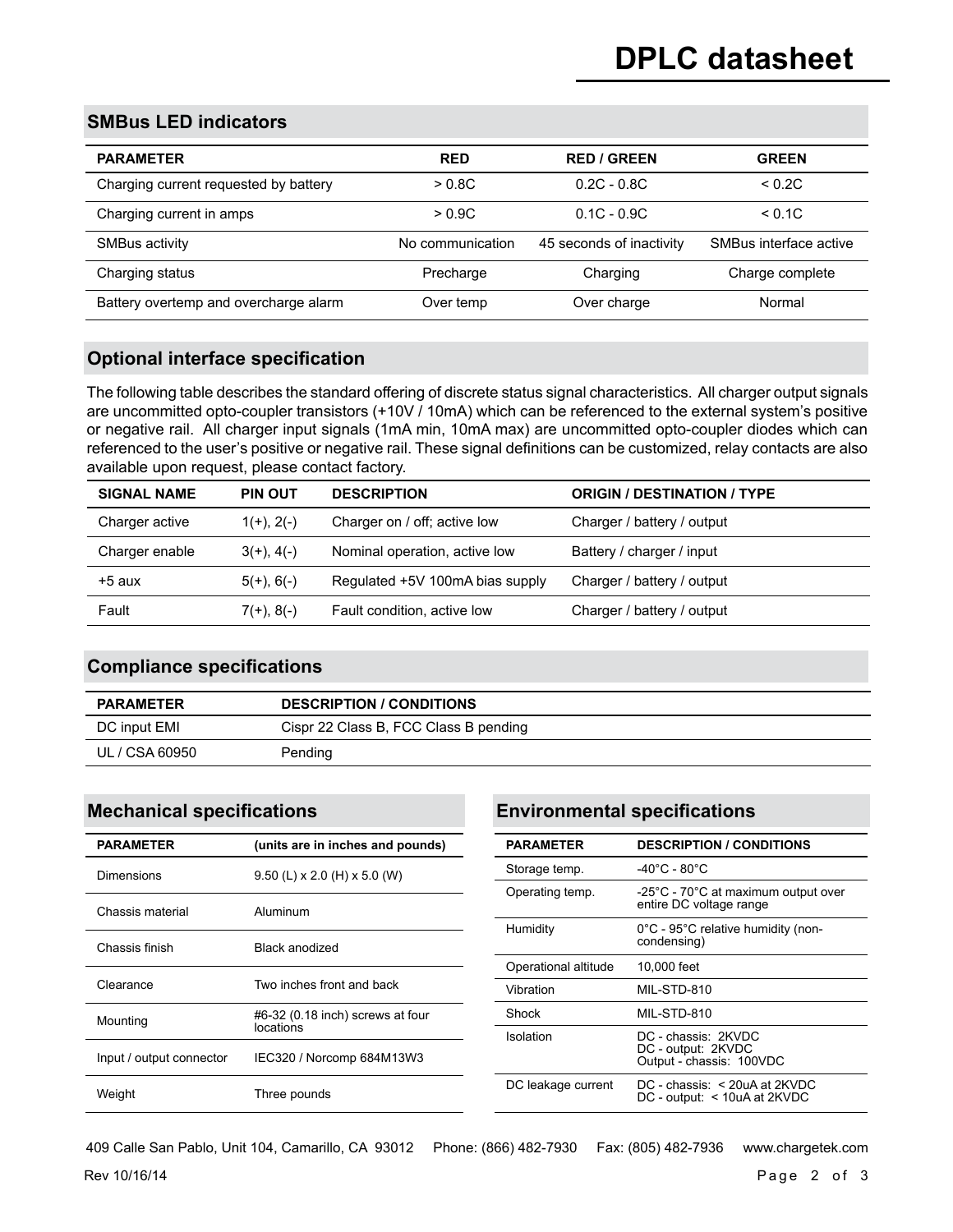# DPLC datasheet

## SMBus LED indicators

| PARAMETER | RED | RED / GREEN | GREEN |
|---|---|---|---|
| Charging current requested by battery | > 0.8C | 0.2C - 0.8C | < 0.2C |
| Charging current in amps | > 0.9C | 0.1C - 0.9C | < 0.1C |
| SMBus activity | No communication | 45 seconds of inactivity | SMBus interface active |
| Charging status | Precharge | Charging | Charge complete |
| Battery overtemp and overcharge alarm | Over temp | Over charge | Normal |

## Optional interface specification

The following table describes the standard offering of discrete status signal characteristics. All charger output signals are uncommitted opto-coupler transistors (+10V / 10mA) which can be referenced to the external system's positive or negative rail. All charger input signals (1mA min, 10mA max) are uncommitted opto-coupler diodes which can referenced to the user's positive or negative rail. These signal definitions can be customized, relay contacts are also available upon request, please contact factory.

| SIGNAL NAME | PIN OUT | DESCRIPTION | ORIGIN / DESTINATION / TYPE |
|---|---|---|---|
| Charger active | 1(+), 2(-) | Charger on / off; active low | Charger / battery / output |
| Charger enable | 3(+), 4(-) | Nominal operation, active low | Battery / charger / input |
| +5 aux | 5(+), 6(-) | Regulated +5V 100mA bias supply | Charger / battery / output |
| Fault | 7(+), 8(-) | Fault condition, active low | Charger / battery / output |

## Compliance specifications

| PARAMETER | DESCRIPTION / CONDITIONS |
|---|---|
| DC input EMI | Cispr 22 Class B, FCC Class B pending |
| UL / CSA 60950 | Pending |

## Mechanical specifications

| PARAMETER | (units are in inches and pounds) |
|---|---|
| Dimensions | 9.50 (L) x 2.0 (H) x 5.0 (W) |
| Chassis material | Aluminum |
| Chassis finish | Black anodized |
| Clearance | Two inches front and back |
| Mounting | #6-32 (0.18 inch) screws at four locations |
| Input / output connector | IEC320 / Norcomp 684M13W3 |
| Weight | Three pounds |

## Environmental specifications

| PARAMETER | DESCRIPTION / CONDITIONS |
|---|---|
| Storage temp. | -40°C - 80°C |
| Operating temp. | -25°C - 70°C at maximum output over entire DC voltage range |
| Humidity | 0°C - 95°C relative humidity (non-condensing) |
| Operational altitude | 10,000 feet |
| Vibration | MIL-STD-810 |
| Shock | MIL-STD-810 |
| Isolation | DC - chassis: 2KVDC<br>DC - output: 2KVDC<br>Output - chassis: 100VDC |
| DC leakage current | DC - chassis: < 20uA at 2KVDC<br>DC - output: < 10uA at 2KVDC |

409 Calle San Pablo, Unit 104, Camarillo, CA 93012 Phone: (866) 482-7930 Fax: (805) 482-7936 www.chargetek.com

Rev 10/16/14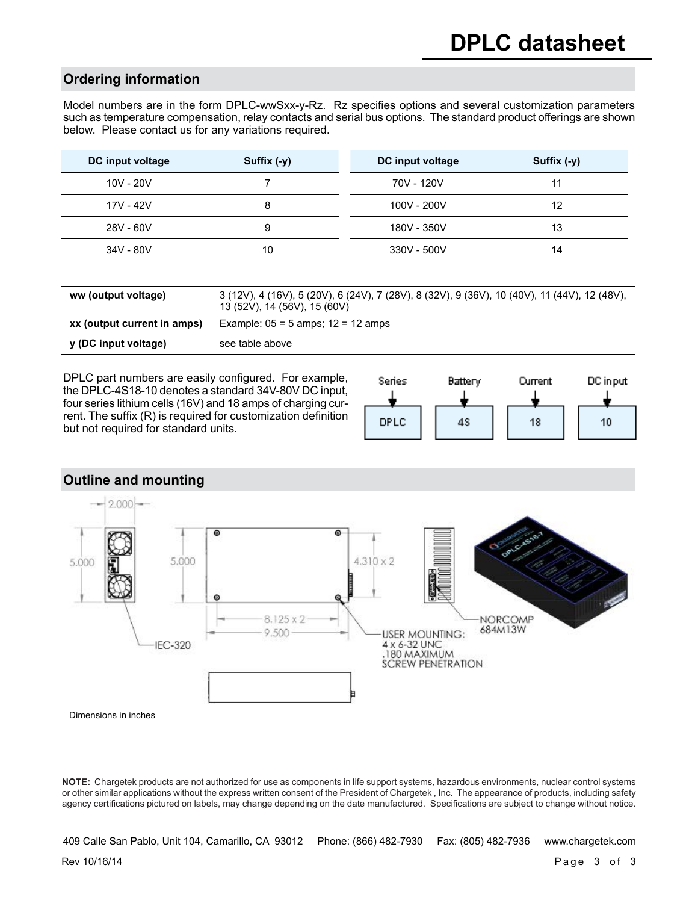# DPLC datasheet

## Ordering information

Model numbers are in the form DPLC-wwSxx-y-Rz. Rz specifies options and several customization parameters such as temperature compensation, relay contacts and serial bus options. The standard product offerings are shown below. Please contact us for any variations required.

| DC input voltage | Suffix (-y) | DC input voltage | Suffix (-y) |
|---|---|---|---|
| 10V - 20V | 7 | 70V - 120V | 11 |
| 17V - 42V | 8 | 100V - 200V | 12 |
| 28V - 60V | 9 | 180V - 350V | 13 |
| 34V - 80V | 10 | 330V - 500V | 14 |

| | |
|---|---|
| **ww (output voltage)** | 3 (12V), 4 (16V), 5 (20V), 6 (24V), 7 (28V), 8 (32V), 9 (36V), 10 (40V), 11 (44V), 12 (48V), 13 (52V), 14 (56V), 15 (60V) |
| **xx (output current in amps)** | Example: 05 = 5 amps; 12 = 12 amps |
| **y (DC input voltage)** | see table above |

DPLC part numbers are easily configured. For example, the DPLC-4S18-10 denotes a standard 34V-80V DC input, four series lithium cells (16V) and 18 amps of charging current. The suffix (R) is required for customization definition but not required for standard units.

Series
DPLC
Battery
4S
Current
18
DC input
10

## Outline and mounting

2.000
5.000
IEC-320
5.000
4.310 x 2
8.125 x 2
9.500
USER MOUNTING:
4 x 6-32 UNC
.180 MAXIMUM
SCREW PENETRATION
NORCOMP
684M13W

Dimensions in inches

**NOTE:** Chargetek products are not authorized for use as components in life support systems, hazardous environments, nuclear control systems or other similar applications without the express written consent of the President of Chargetek , Inc. The appearance of products, including safety agency certifications pictured on labels, may change depending on the date manufactured. Specifications are subject to change without notice.

409 Calle San Pablo, Unit 104, Camarillo, CA 93012 Phone: (866) 482-7930 Fax: (805) 482-7936 www.chargetek.com

Rev 10/16/14